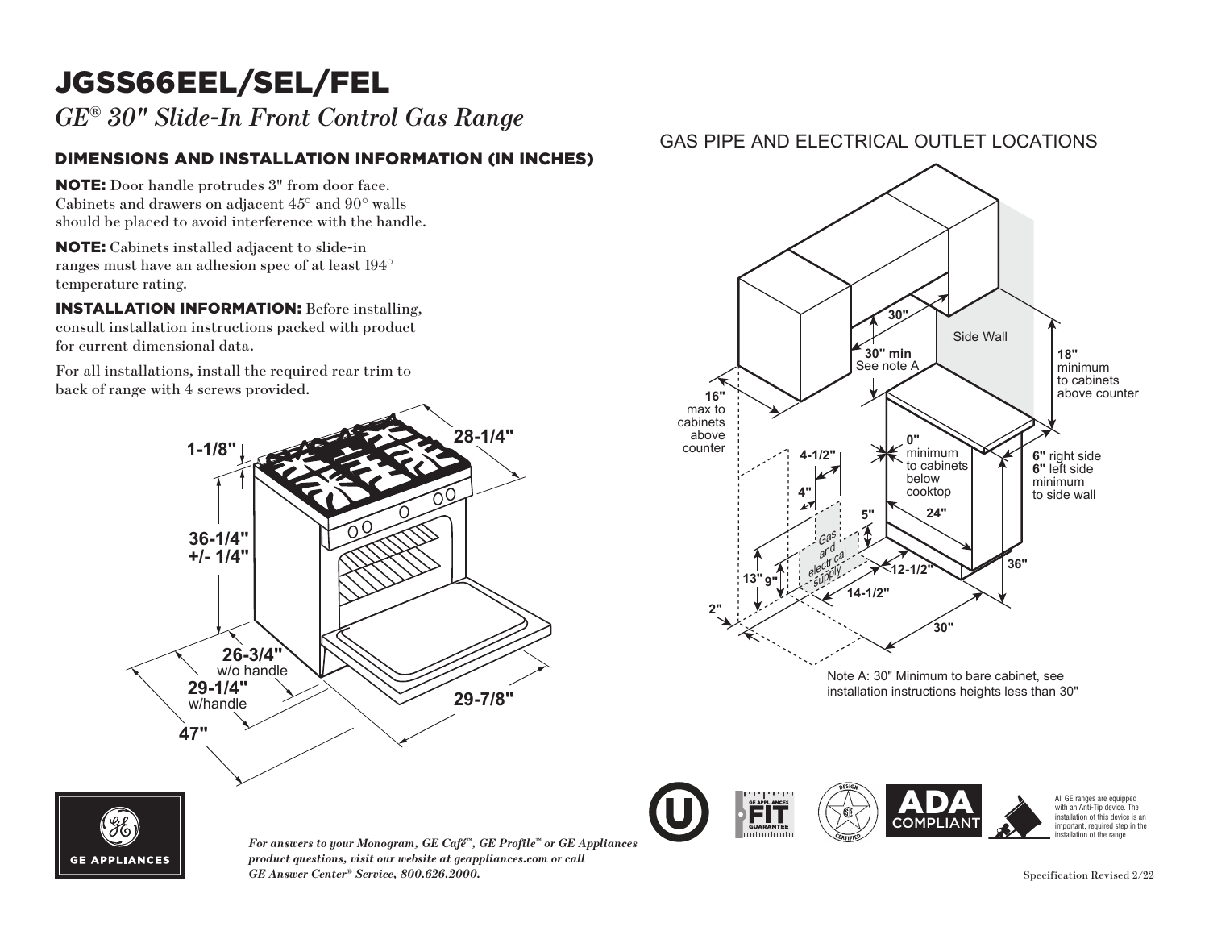# JGSS66EEL/SEL/FEL

*GE® 30" Slide-In Front Control Gas Range*

## DIMENSIONS AND INSTALLATION INFORMATION (IN INCHES)

**NOTE:** Door handle protrudes 3" from door face. Cabinets and drawers on adjacent 45° and 90° walls should be placed to avoid interference with the handle.

**NOTE:** Cabinets installed adjacent to slide-in ranges must have an adhesion spec of at least 194° temperature rating.

**INSTALLATION INFORMATION:** Before installing, consult installation instructions packed with product for current dimensional data.

For all installations, install the required rear trim to back of range with 4 screws provided.

1-1/8"

28-1/4"

36-1/4" +/- 1/4"

26-3/4" w/o handle

29-1/4" w/handle

47"

29-7/8"

## GAS PIPE AND ELECTRICAL OUTLET LOCATIONS

30"

30" min See note A

Side Wall

18" minimum to cabinets above counter

16" max to cabinets above counter

0" minimum to cabinets below cooktop

4-1/2"

4"

5"

24"

6" right side 6" left side minimum to side wall

Gas and electrical supply

13"

9"

12-1/2"

14-1/2"

36"

2"

30"

Note A: 30" Minimum to bare cabinet, see installation instructions heights less than 30"

All GE ranges are equipped with an Anti-Tip device. The installation of this device is an important, required step in the installation of the range.

ADA COMPLIANT

GE APPLIANCES

*For answers to your Monogram, GE Café™, GE Profile™ or GE Appliances product questions, visit our website at geappliances.com or call GE Answer Center® Service, 800.626.2000.*

Specification Revised 2/22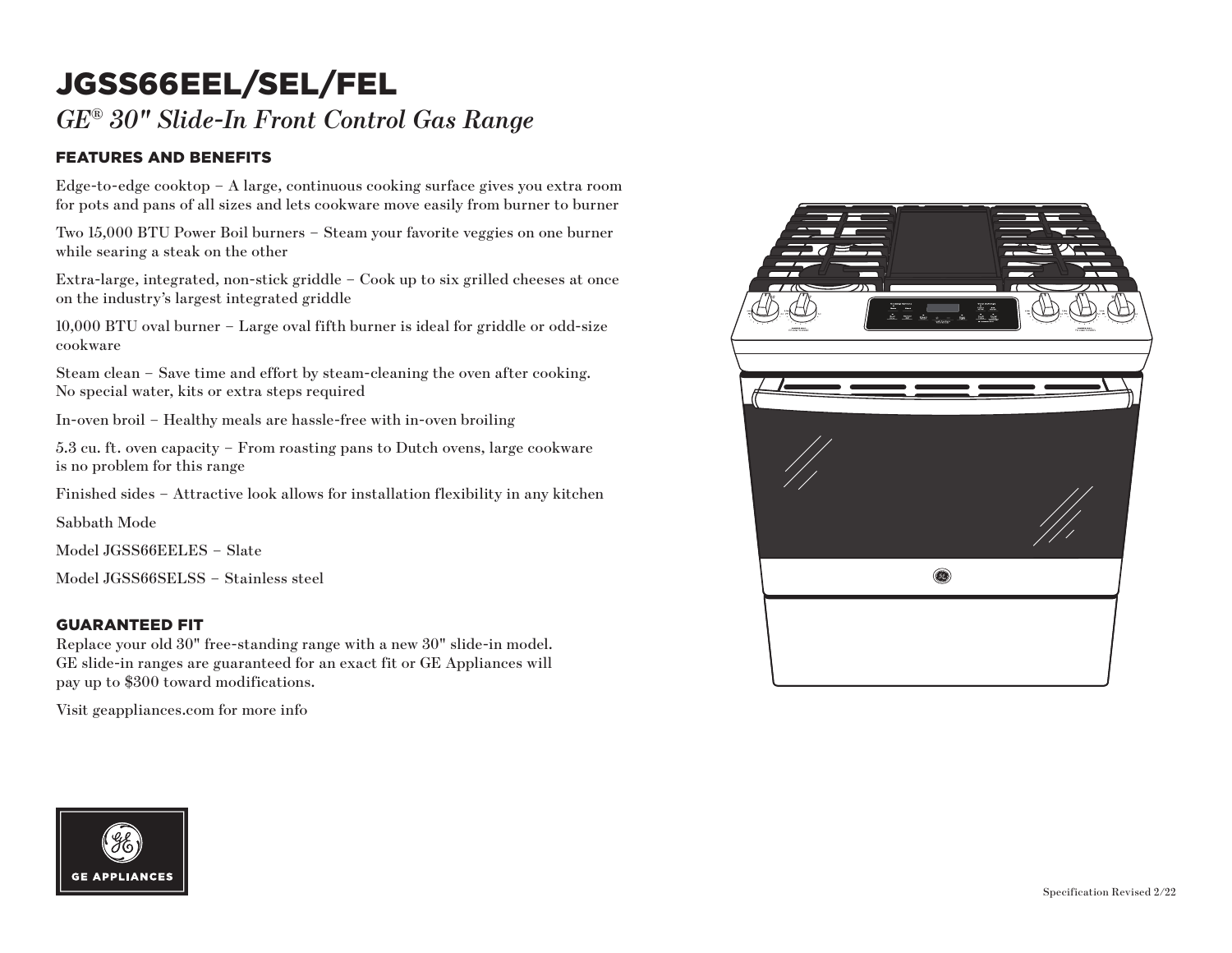# JGSS66EEL/SEL/FEL

*GE® 30" Slide-In Front Control Gas Range*

## FEATURES AND BENEFITS

Edge-to-edge cooktop – A large, continuous cooking surface gives you extra room for pots and pans of all sizes and lets cookware move easily from burner to burner

Two 15,000 BTU Power Boil burners – Steam your favorite veggies on one burner while searing a steak on the other

Extra-large, integrated, non-stick griddle – Cook up to six grilled cheeses at once on the industry's largest integrated griddle

10,000 BTU oval burner – Large oval fifth burner is ideal for griddle or odd-size cookware

Steam clean – Save time and effort by steam-cleaning the oven after cooking. No special water, kits or extra steps required

In-oven broil – Healthy meals are hassle-free with in-oven broiling

5.3 cu. ft. oven capacity – From roasting pans to Dutch ovens, large cookware is no problem for this range

Finished sides – Attractive look allows for installation flexibility in any kitchen

Sabbath Mode

Model JGSS66EELES – Slate

Model JGSS66SELSS – Stainless steel

## GUARANTEED FIT

Replace your old 30" free-standing range with a new 30" slide-in model. GE slide-in ranges are guaranteed for an exact fit or GE Appliances will pay up to $300 toward modifications.

Visit geappliances.com for more info

GE APPLIANCES

Specification Revised 2/22